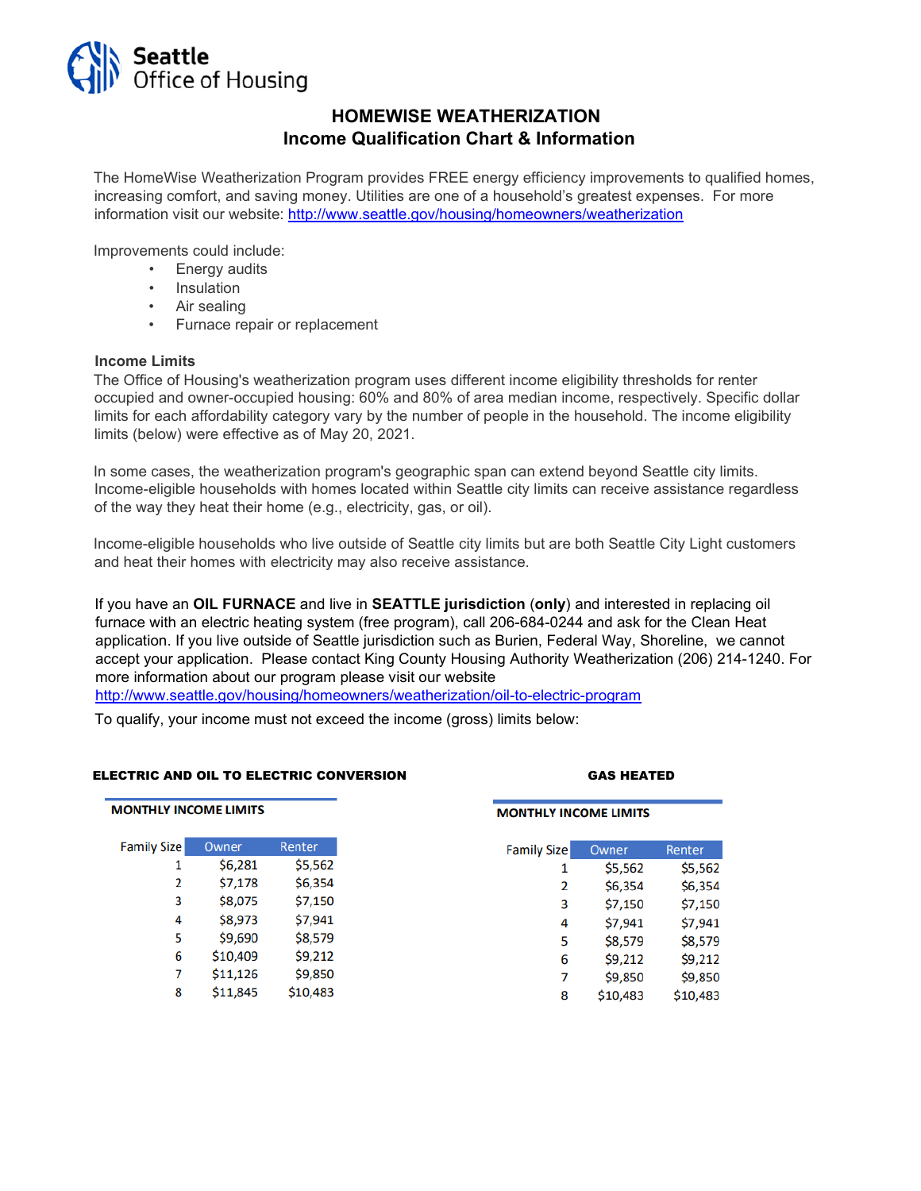Seattle Office of Housing

# HOMEWISE WEATHERIZATION
## Income Qualification Chart & Information

The HomeWise Weatherization Program provides FREE energy efficiency improvements to qualified homes, increasing comfort, and saving money. Utilities are one of a household's greatest expenses. For more information visit our website: http://www.seattle.gov/housing/homeowners/weatherization

Improvements could include:

- Energy audits
- Insulation
- Air sealing
- Furnace repair or replacement

**Income Limits**

The Office of Housing's weatherization program uses different income eligibility thresholds for renter occupied and owner-occupied housing: 60% and 80% of area median income, respectively. Specific dollar limits for each affordability category vary by the number of people in the household. The income eligibility limits (below) were effective as of May 20, 2021.

In some cases, the weatherization program's geographic span can extend beyond Seattle city limits. Income-eligible households with homes located within Seattle city limits can receive assistance regardless of the way they heat their home (e.g., electricity, gas, or oil).

Income-eligible households who live outside of Seattle city limits but are both Seattle City Light customers and heat their homes with electricity may also receive assistance.

If you have an **OIL FURNACE** and live in **SEATTLE jurisdiction** (**only**) and interested in replacing oil furnace with an electric heating system (free program), call 206-684-0244 and ask for the Clean Heat application. If you live outside of Seattle jurisdiction such as Burien, Federal Way, Shoreline, we cannot accept your application. Please contact King County Housing Authority Weatherization (206) 214-1240. For more information about our program please visit our website http://www.seattle.gov/housing/homeowners/weatherization/oil-to-electric-program

To qualify, your income must not exceed the income (gross) limits below:

**ELECTRIC AND OIL TO ELECTRIC CONVERSION**

**MONTHLY INCOME LIMITS**

| Family Size | Owner | Renter |
|---|---|---|
| 1 | $6,281 | $5,562 |
| 2 | $7,178 | $6,354 |
| 3 | $8,075 | $7,150 |
| 4 | $8,973 | $7,941 |
| 5 | $9,690 | $8,579 |
| 6 | $10,409 | $9,212 |
| 7 | $11,126 | $9,850 |
| 8 | $11,845 | $10,483 |

**GAS HEATED**

**MONTHLY INCOME LIMITS**

| Family Size | Owner | Renter |
|---|---|---|
| 1 | $5,562 | $5,562 |
| 2 | $6,354 | $6,354 |
| 3 | $7,150 | $7,150 |
| 4 | $7,941 | $7,941 |
| 5 | $8,579 | $8,579 |
| 6 | $9,212 | $9,212 |
| 7 | $9,850 | $9,850 |
| 8 | $10,483 | $10,483 |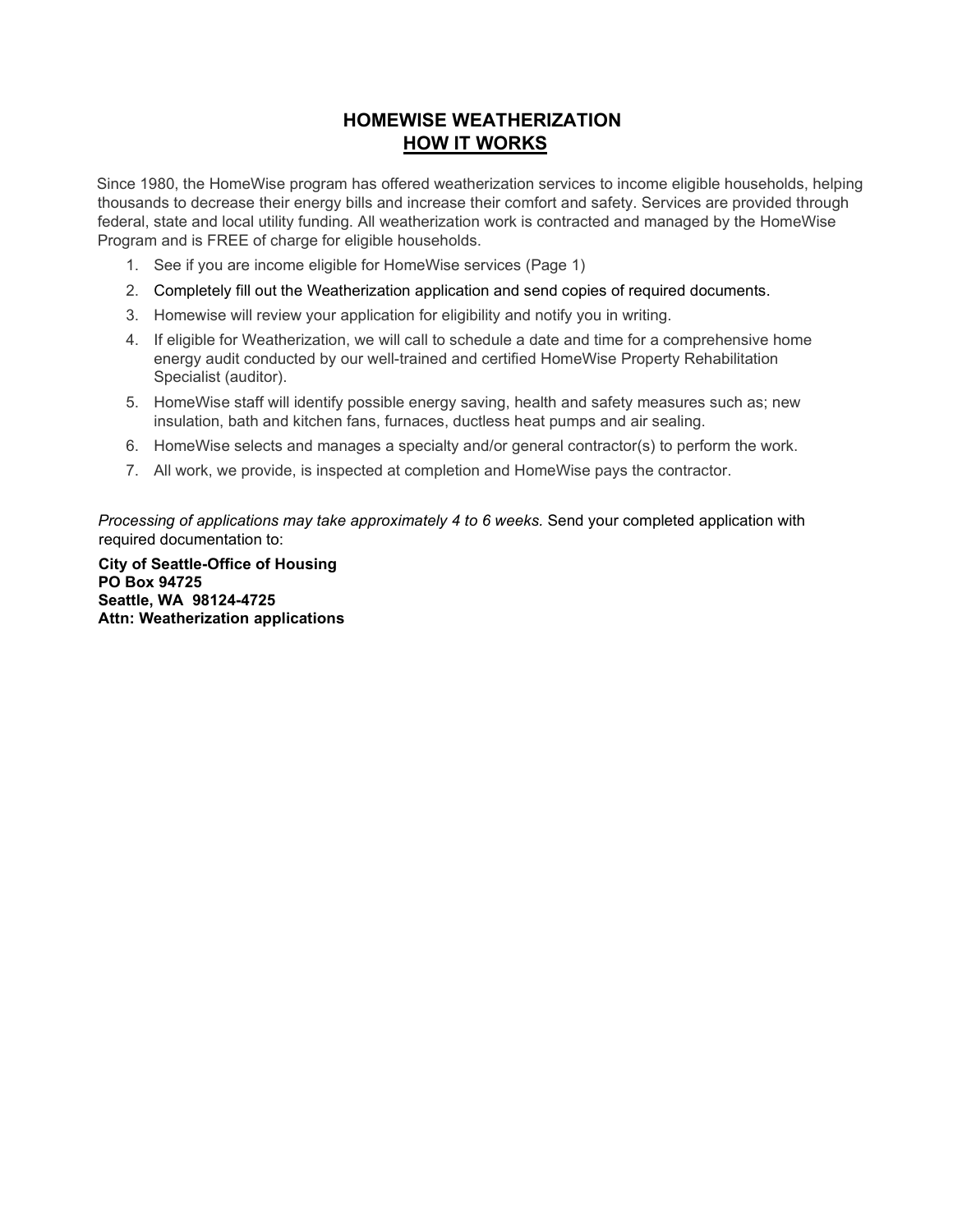# HOMEWISE WEATHERIZATION

## HOW IT WORKS

Since 1980, the HomeWise program has offered weatherization services to income eligible households, helping thousands to decrease their energy bills and increase their comfort and safety. Services are provided through federal, state and local utility funding. All weatherization work is contracted and managed by the HomeWise Program and is FREE of charge for eligible households.

1. See if you are income eligible for HomeWise services (Page 1)
2. Completely fill out the Weatherization application and send copies of required documents.
3. Homewise will review your application for eligibility and notify you in writing.
4. If eligible for Weatherization, we will call to schedule a date and time for a comprehensive home energy audit conducted by our well-trained and certified HomeWise Property Rehabilitation Specialist (auditor).
5. HomeWise staff will identify possible energy saving, health and safety measures such as; new insulation, bath and kitchen fans, furnaces, ductless heat pumps and air sealing.
6. HomeWise selects and manages a specialty and/or general contractor(s) to perform the work.
7. All work, we provide, is inspected at completion and HomeWise pays the contractor.

*Processing of applications may take approximately 4 to 6 weeks.* Send your completed application with required documentation to:

**City of Seattle-Office of Housing**
**PO Box 94725**
**Seattle, WA 98124-4725**
**Attn: Weatherization applications**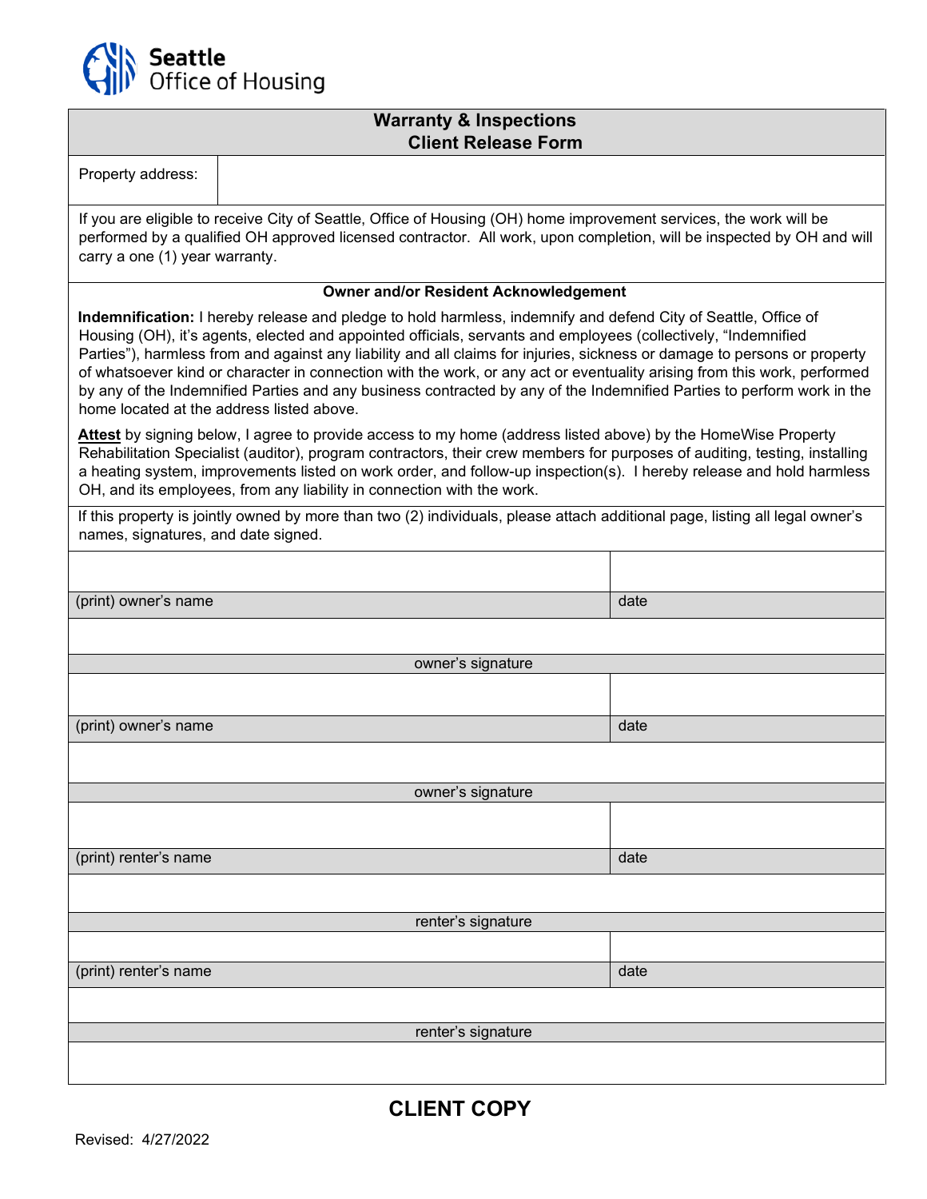Seattle Office of Housing

## Warranty & Inspections
## Client Release Form

| Property address: | |
|---|---|

If you are eligible to receive City of Seattle, Office of Housing (OH) home improvement services, the work will be performed by a qualified OH approved licensed contractor. All work, upon completion, will be inspected by OH and will carry a one (1) year warranty.

**Owner and/or Resident Acknowledgement**

**Indemnification:** I hereby release and pledge to hold harmless, indemnify and defend City of Seattle, Office of Housing (OH), it's agents, elected and appointed officials, servants and employees (collectively, "Indemnified Parties"), harmless from and against any liability and all claims for injuries, sickness or damage to persons or property of whatsoever kind or character in connection with the work, or any act or eventuality arising from this work, performed by any of the Indemnified Parties and any business contracted by any of the Indemnified Parties to perform work in the home located at the address listed above.

**Attest** by signing below, I agree to provide access to my home (address listed above) by the HomeWise Property Rehabilitation Specialist (auditor), program contractors, their crew members for purposes of auditing, testing, installing a heating system, improvements listed on work order, and follow-up inspection(s). I hereby release and hold harmless OH, and its employees, from any liability in connection with the work.

If this property is jointly owned by more than two (2) individuals, please attach additional page, listing all legal owner's names, signatures, and date signed.

| | |
|---|---|
| (print) owner's name | date |
| owner's signature | |
| | |
| (print) owner's name | date |
| owner's signature | |
| | |
| (print) renter's name | date |
| renter's signature | |
| | |
| (print) renter's name | date |
| renter's signature | |

**CLIENT COPY**

Revised: 4/27/2022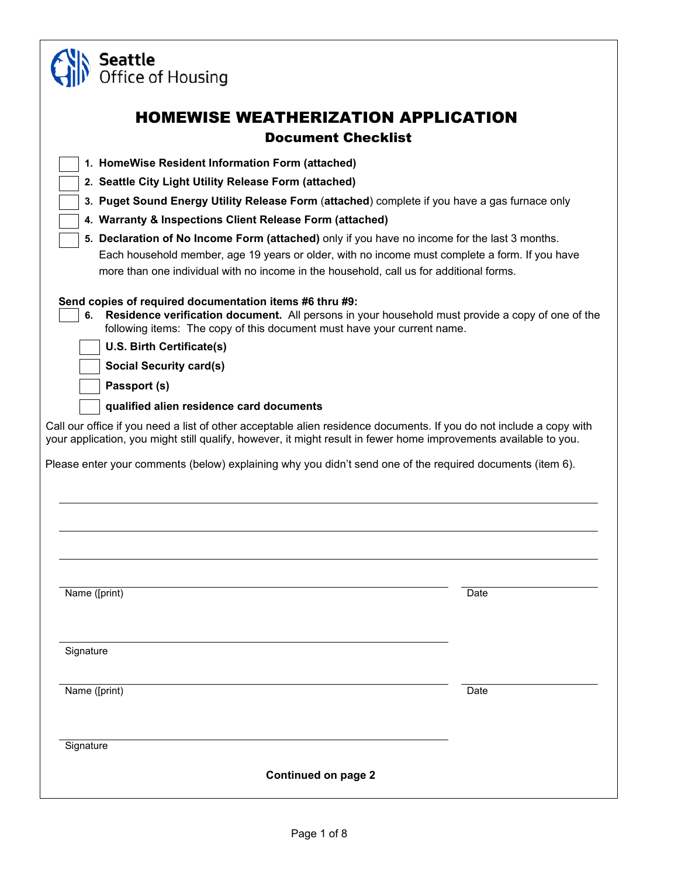Seattle Office of Housing

# HOMEWISE WEATHERIZATION APPLICATION

## Document Checklist

- ☐ **1. HomeWise Resident Information Form (attached)**
- ☐ **2. Seattle City Light Utility Release Form (attached)**
- ☐ **3. Puget Sound Energy Utility Release Form** (**attached**) complete if you have a gas furnace only
- ☐ **4. Warranty & Inspections Client Release Form (attached)**
- ☐ **5. Declaration of No Income Form (attached)** only if you have no income for the last 3 months. Each household member, age 19 years or older, with no income must complete a form. If you have more than one individual with no income in the household, call us for additional forms.

**Send copies of required documentation items #6 thru #9:**

- ☐ **6. Residence verification document.** All persons in your household must provide a copy of one of the following items: The copy of this document must have your current name.
  - ☐ **U.S. Birth Certificate(s)**
  - ☐ **Social Security card(s)**
  - ☐ **Passport (s)**
  - ☐ **qualified alien residence card documents**

Call our office if you need a list of other acceptable alien residence documents. If you do not include a copy with your application, you might still qualify, however, it might result in fewer home improvements available to you.

Please enter your comments (below) explaining why you didn't send one of the required documents (item 6).

\_\_\_\_\_\_\_\_\_\_\_\_\_\_\_\_\_\_\_\_\_\_\_\_\_\_\_\_\_\_\_\_\_\_\_\_\_\_\_\_\_\_\_\_\_\_\_\_\_\_\_\_\_\_\_\_\_\_\_\_\_\_\_\_

\_\_\_\_\_\_\_\_\_\_\_\_\_\_\_\_\_\_\_\_\_\_\_\_\_\_\_\_\_\_\_\_\_\_\_\_\_\_\_\_\_\_\_\_\_\_\_\_\_\_\_\_\_\_\_\_\_\_\_\_\_\_\_\_

\_\_\_\_\_\_\_\_\_\_\_\_\_\_\_\_\_\_\_\_\_\_\_\_\_\_\_\_\_\_\_\_\_\_\_\_\_\_\_\_\_\_\_\_\_\_\_\_\_\_\_\_\_\_\_\_\_\_\_\_\_\_\_\_

\_\_\_\_\_\_\_\_\_\_\_\_\_\_\_\_\_\_\_\_\_\_\_\_\_\_\_\_\_\_\_\_\_\_\_\_\_\_\_\_\_\_ \_\_\_\_\_\_\_\_\_\_\_\_\_\_\_\_\_\_
Name ([print]) Date

\_\_\_\_\_\_\_\_\_\_\_\_\_\_\_\_\_\_\_\_\_\_\_\_\_\_\_\_\_\_\_\_\_\_\_\_\_\_\_\_\_\_
Signature

\_\_\_\_\_\_\_\_\_\_\_\_\_\_\_\_\_\_\_\_\_\_\_\_\_\_\_\_\_\_\_\_\_\_\_\_\_\_\_\_\_\_ \_\_\_\_\_\_\_\_\_\_\_\_\_\_\_\_\_\_
Name ([print]) Date

\_\_\_\_\_\_\_\_\_\_\_\_\_\_\_\_\_\_\_\_\_\_\_\_\_\_\_\_\_\_\_\_\_\_\_\_\_\_\_\_\_\_
Signature

**Continued on page 2**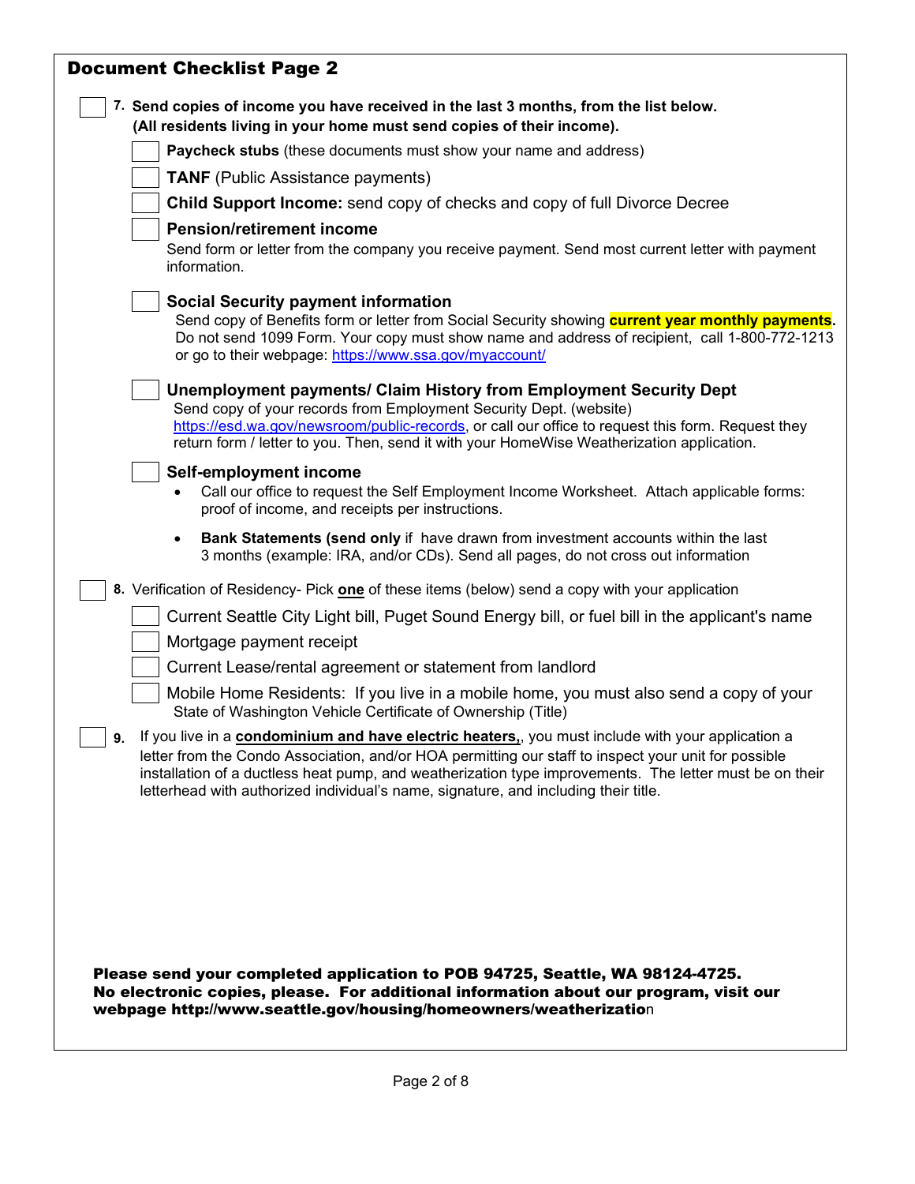## Document Checklist Page 2

- [ ] **7. Send copies of income you have received in the last 3 months, from the list below. (All residents living in your home must send copies of their income).**
  - [ ] **Paycheck stubs** (these documents must show your name and address)
  - [ ] **TANF** (Public Assistance payments)
  - [ ] **Child Support Income:** send copy of checks and copy of full Divorce Decree
  - [ ] **Pension/retirement income**
    Send form or letter from the company you receive payment. Send most current letter with payment information.
  - [ ] **Social Security payment information**
    Send copy of Benefits form or letter from Social Security showing **current year monthly payments**. Do not send 1099 Form. Your copy must show name and address of recipient, call 1-800-772-1213 or go to their webpage: https://www.ssa.gov/myaccount/
  - [ ] **Unemployment payments/ Claim History from Employment Security Dept**
    Send copy of your records from Employment Security Dept. (website) https://esd.wa.gov/newsroom/public-records, or call our office to request this form. Request they return form / letter to you. Then, send it with your HomeWise Weatherization application.
  - [ ] **Self-employment income**
    - Call our office to request the Self Employment Income Worksheet. Attach applicable forms: proof of income, and receipts per instructions.
    - **Bank Statements (send only** if have drawn from investment accounts within the last 3 months (example: IRA, and/or CDs). Send all pages, do not cross out information

- [ ] **8.** Verification of Residency- Pick **one** of these items (below) send a copy with your application
  - [ ] Current Seattle City Light bill, Puget Sound Energy bill, or fuel bill in the applicant's name
  - [ ] Mortgage payment receipt
  - [ ] Current Lease/rental agreement or statement from landlord
  - [ ] Mobile Home Residents: If you live in a mobile home, you must also send a copy of your State of Washington Vehicle Certificate of Ownership (Title)

- [ ] **9.** If you live in a **condominium and have electric heaters,**, you must include with your application a letter from the Condo Association, and/or HOA permitting our staff to inspect your unit for possible installation of a ductless heat pump, and weatherization type improvements. The letter must be on their letterhead with authorized individual's name, signature, and including their title.

**Please send your completed application to POB 94725, Seattle, WA 98124-4725. No electronic copies, please. For additional information about our program, visit our webpage http://www.seattle.gov/housing/homeowners/weatherization**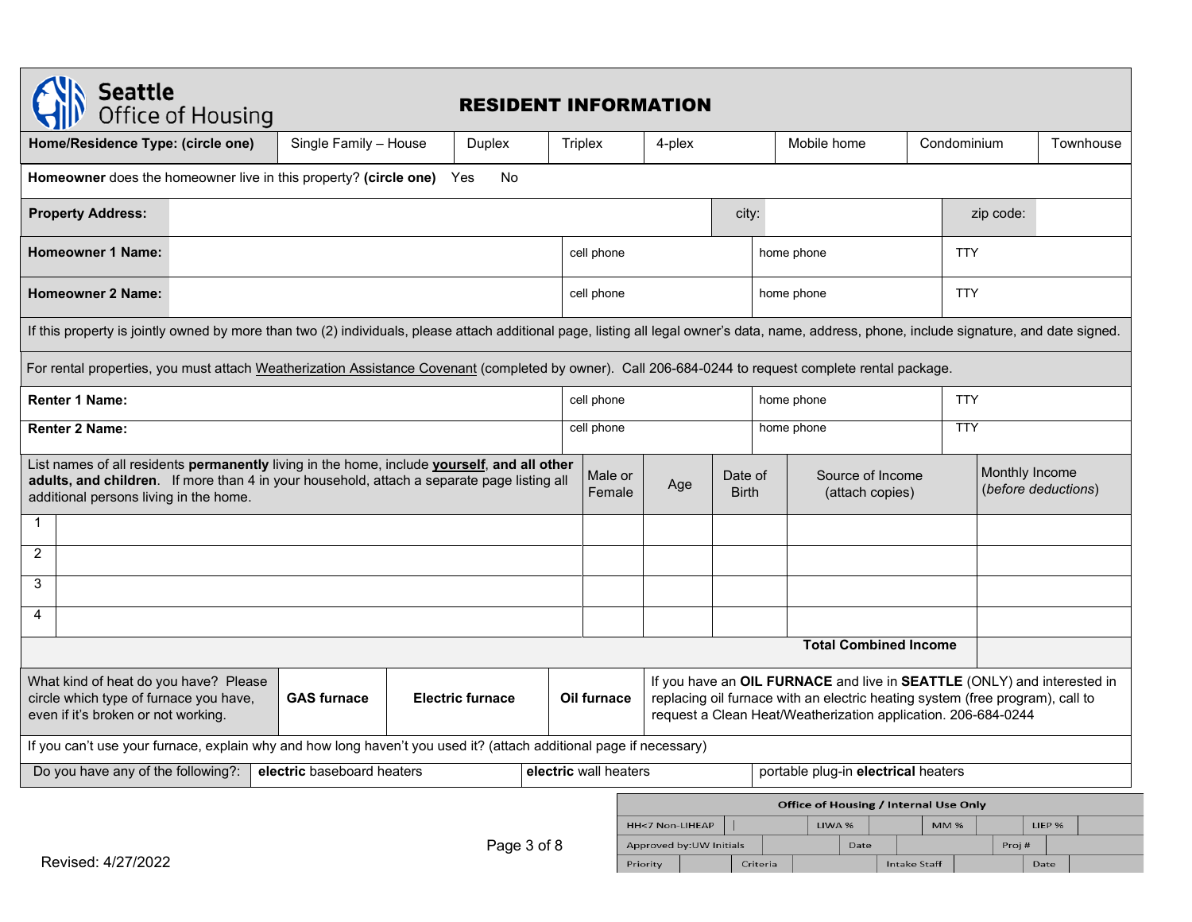# RESIDENT INFORMATION

Seattle Office of Housing

| Home/Residence Type: (circle one) | Single Family – House | Duplex | Triplex | 4-plex | Mobile home | Condominium | Townhouse |
|---|---|---|---|---|---|---|---|

**Homeowner** does the homeowner live in this property? **(circle one)** Yes No

| **Property Address:** | | city: | | zip code: | |
|---|---|---|---|---|---|
| **Homeowner 1 Name:** | | cell phone | home phone | TTY | |
| **Homeowner 2 Name:** | | cell phone | home phone | TTY | |

If this property is jointly owned by more than two (2) individuals, please attach additional page, listing all legal owner's data, name, address, phone, include signature, and date signed.

For rental properties, you must attach Weatherization Assistance Covenant (completed by owner). Call 206-684-0244 to request complete rental package.

| **Renter 1 Name:** | cell phone | home phone | TTY |
|---|---|---|---|
| **Renter 2 Name:** | cell phone | home phone | TTY |

| | List names of all residents **permanently** living in the home, include **yourself**, **and all other adults, and children**. If more than 4 in your household, attach a separate page listing all additional persons living in the home. | Male or Female | Age | Date of Birth | Source of Income (attach copies) | Monthly Income (*before deductions*) |
|---|---|---|---|---|---|---|
| 1 | | | | | | |
| 2 | | | | | | |
| 3 | | | | | | |
| 4 | | | | | | |
| | | | | | **Total Combined Income** | |

| What kind of heat do you have? Please circle which type of furnace you have, even if it's broken or not working. | **GAS furnace** | **Electric furnace** | **Oil furnace** | If you have an **OIL FURNACE** and live in **SEATTLE** (ONLY) and interested in replacing oil furnace with an electric heating system (free program), call to request a Clean Heat/Weatherization application. 206-684-0244 |
|---|---|---|---|---|

If you can't use your furnace, explain why and how long haven't you used it? (attach additional page if necessary)

| Do you have any of the following?: | **electric** baseboard heaters | **electric** wall heaters | portable plug-in **electrical** heaters |
|---|---|---|---|

| Office of Housing / Internal Use Only | | | | | | | |
|---|---|---|---|---|---|---|---|
| HH<7 Non-LIHEAP | | LIWA % | | MM % | | LIEP % | |
| Approved by:UW Initials | | Date | | Proj # | | | |
| Priority | | Criteria | | Intake Staff | | Date | |

Revised: 4/27/2022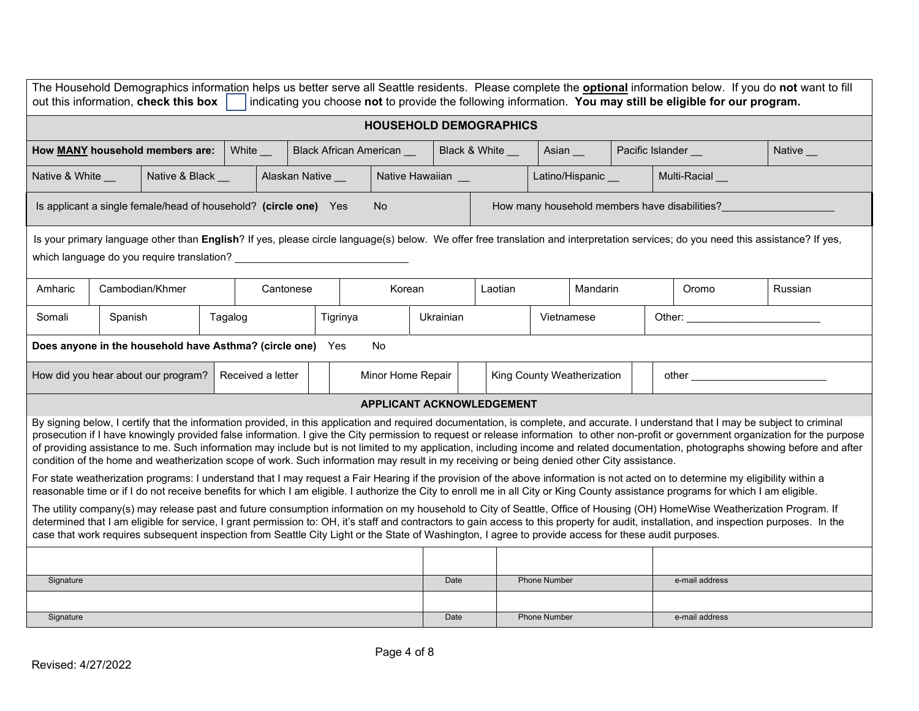The Household Demographics information helps us better serve all Seattle residents. Please complete the **optional** information below. If you do **not** want to fill out this information, **check this box** ☐ indicating you choose **not** to provide the following information. **You may still be eligible for our program.**

## HOUSEHOLD DEMOGRAPHICS

| **How MANY household members are:** | White __ | Black African American __ | Black & White __ | Asian __ | Pacific Islander __ | Native __ |
|---|---|---|---|---|---|---|
| Native & White __ | Native & Black __ | Alaskan Native __ | Native Hawaiian __ | Latino/Hispanic __ | Multi-Racial __ | |

| Is applicant a single female/head of household? **(circle one)** Yes No | How many household members have disabilities? __________ |
|---|---|

Is your primary language other than **English**? If yes, please circle language(s) below. We offer free translation and interpretation services; do you need this assistance? If yes, which language do you require translation? ______________________

| Amharic | Cambodian/Khmer | Cantonese | Korean | Laotian | Mandarin | Oromo | Russian |
|---|---|---|---|---|---|---|---|
| Somali | Spanish | Tagalog | Tigrinya | Ukrainian | Vietnamese | Other: ______________ | |

**Does anyone in the household have Asthma? (circle one)** Yes No

| How did you hear about our program? | Received a letter | ☐ | Minor Home Repair | ☐ | King County Weatherization | ☐ | other ______________ |
|---|---|---|---|---|---|---|---|

## APPLICANT ACKNOWLEDGEMENT

By signing below, I certify that the information provided, in this application and required documentation, is complete, and accurate. I understand that I may be subject to criminal prosecution if I have knowingly provided false information. I give the City permission to request or release information to other non-profit or government organization for the purpose of providing assistance to me. Such information may include but is not limited to my application, including income and related documentation, photographs showing before and after condition of the home and weatherization scope of work. Such information may result in my receiving or being denied other City assistance.

For state weatherization programs: I understand that I may request a Fair Hearing if the provision of the above information is not acted on to determine my eligibility within a reasonable time or if I do not receive benefits for which I am eligible. I authorize the City to enroll me in all City or King County assistance programs for which I am eligible.

The utility company(s) may release past and future consumption information on my household to City of Seattle, Office of Housing (OH) HomeWise Weatherization Program. If determined that I am eligible for service, I grant permission to: OH, it's staff and contractors to gain access to this property for audit, installation, and inspection purposes. In the case that work requires subsequent inspection from Seattle City Light or the State of Washington, I agree to provide access for these audit purposes.

| | | | |
|---|---|---|---|
| Signature | Date | Phone Number | e-mail address |
| | | | |
| Signature | Date | Phone Number | e-mail address |

Revised: 4/27/2022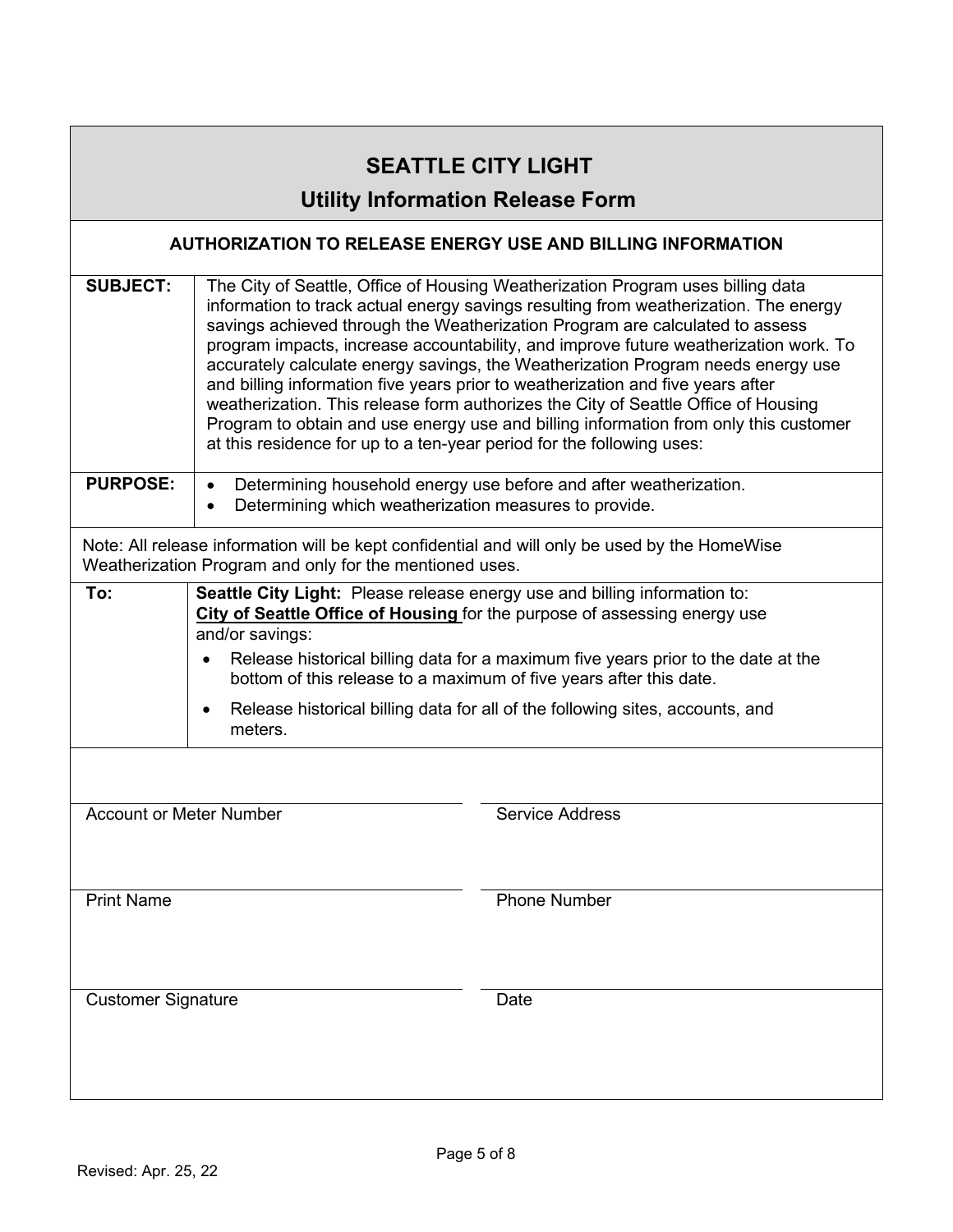# SEATTLE CITY LIGHT

## Utility Information Release Form

**AUTHORIZATION TO RELEASE ENERGY USE AND BILLING INFORMATION**

| | |
|---|---|
| **SUBJECT:** | The City of Seattle, Office of Housing Weatherization Program uses billing data information to track actual energy savings resulting from weatherization. The energy savings achieved through the Weatherization Program are calculated to assess program impacts, increase accountability, and improve future weatherization work. To accurately calculate energy savings, the Weatherization Program needs energy use and billing information five years prior to weatherization and five years after weatherization. This release form authorizes the City of Seattle Office of Housing Program to obtain and use energy use and billing information from only this customer at this residence for up to a ten-year period for the following uses: |
| **PURPOSE:** | • Determining household energy use before and after weatherization.<br>• Determining which weatherization measures to provide. |

Note: All release information will be kept confidential and will only be used by the HomeWise Weatherization Program and only for the mentioned uses.

| | |
|---|---|
| **To:** | **Seattle City Light:** Please release energy use and billing information to: **City of Seattle Office of Housing** for the purpose of assessing energy use and/or savings:<br>• Release historical billing data for a maximum five years prior to the date at the bottom of this release to a maximum of five years after this date.<br>• Release historical billing data for all of the following sites, accounts, and meters. |

| | |
|---|---|
| Account or Meter Number | Service Address |
| Print Name | Phone Number |
| Customer Signature | Date |

Revised: Apr. 25, 22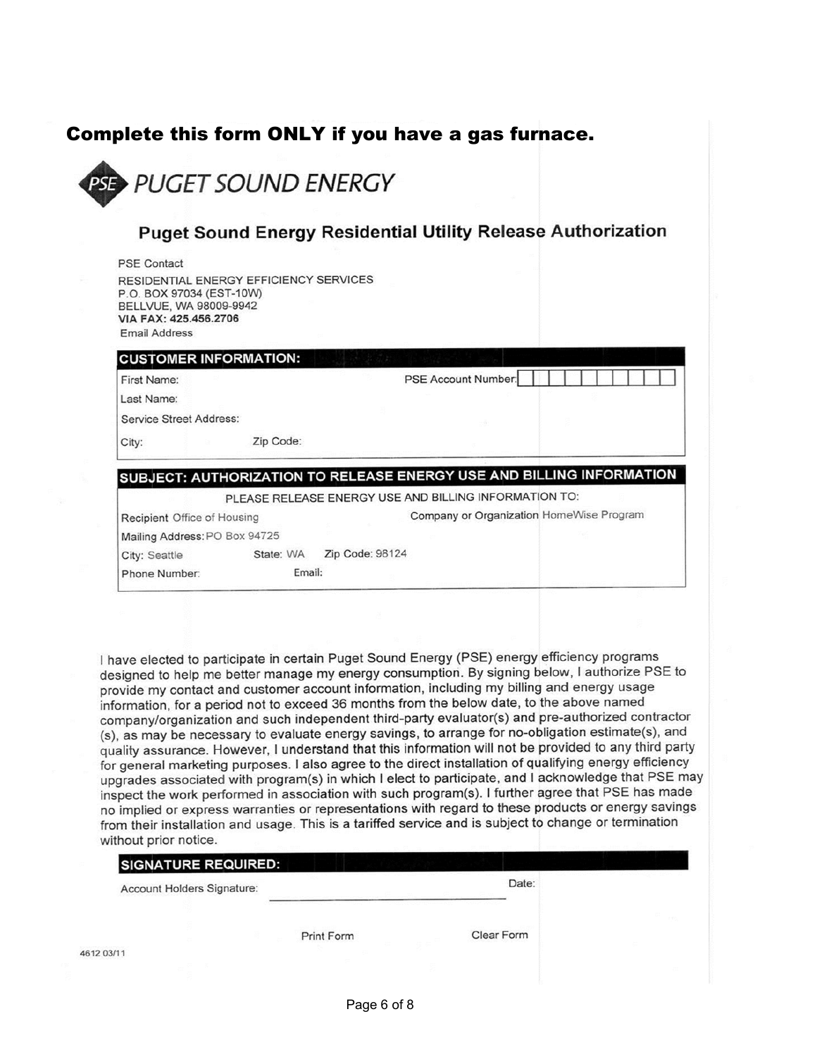# Complete this form ONLY if you have a gas furnace.

PSE PUGET SOUND ENERGY

## Puget Sound Energy Residential Utility Release Authorization

PSE Contact
RESIDENTIAL ENERGY EFFICIENCY SERVICES
P.O. BOX 97034 (EST-10W)
BELLVUE, WA 98009-9942
**VIA FAX: 425.456.2706**
Email Address

### CUSTOMER INFORMATION:

First Name:
PSE Account Number:
Last Name:
Service Street Address:
City: Zip Code:

### SUBJECT: AUTHORIZATION TO RELEASE ENERGY USE AND BILLING INFORMATION

PLEASE RELEASE ENERGY USE AND BILLING INFORMATION TO:

Recipient Office of Housing
Company or Organization HomeWise Program
Mailing Address: PO Box 94725
City: Seattle State: WA Zip Code: 98124
Phone Number: Email:

I have elected to participate in certain Puget Sound Energy (PSE) energy efficiency programs designed to help me better manage my energy consumption. By signing below, I authorize PSE to provide my contact and customer account information, including my billing and energy usage information, for a period not to exceed 36 months from the below date, to the above named company/organization and such independent third-party evaluator(s) and pre-authorized contractor (s), as may be necessary to evaluate energy savings, to arrange for no-obligation estimate(s), and quality assurance. However, I understand that this information will not be provided to any third party for general marketing purposes. I also agree to the direct installation of qualifying energy efficiency upgrades associated with program(s) in which I elect to participate, and I acknowledge that PSE may inspect the work performed in association with such program(s). I further agree that PSE has made no implied or express warranties or representations with regard to these products or energy savings from their installation and usage. This is a tariffed service and is subject to change or termination without prior notice.

### SIGNATURE REQUIRED:

Account Holders Signature: ______________________________ Date:

Print Form Clear Form

4612 03/11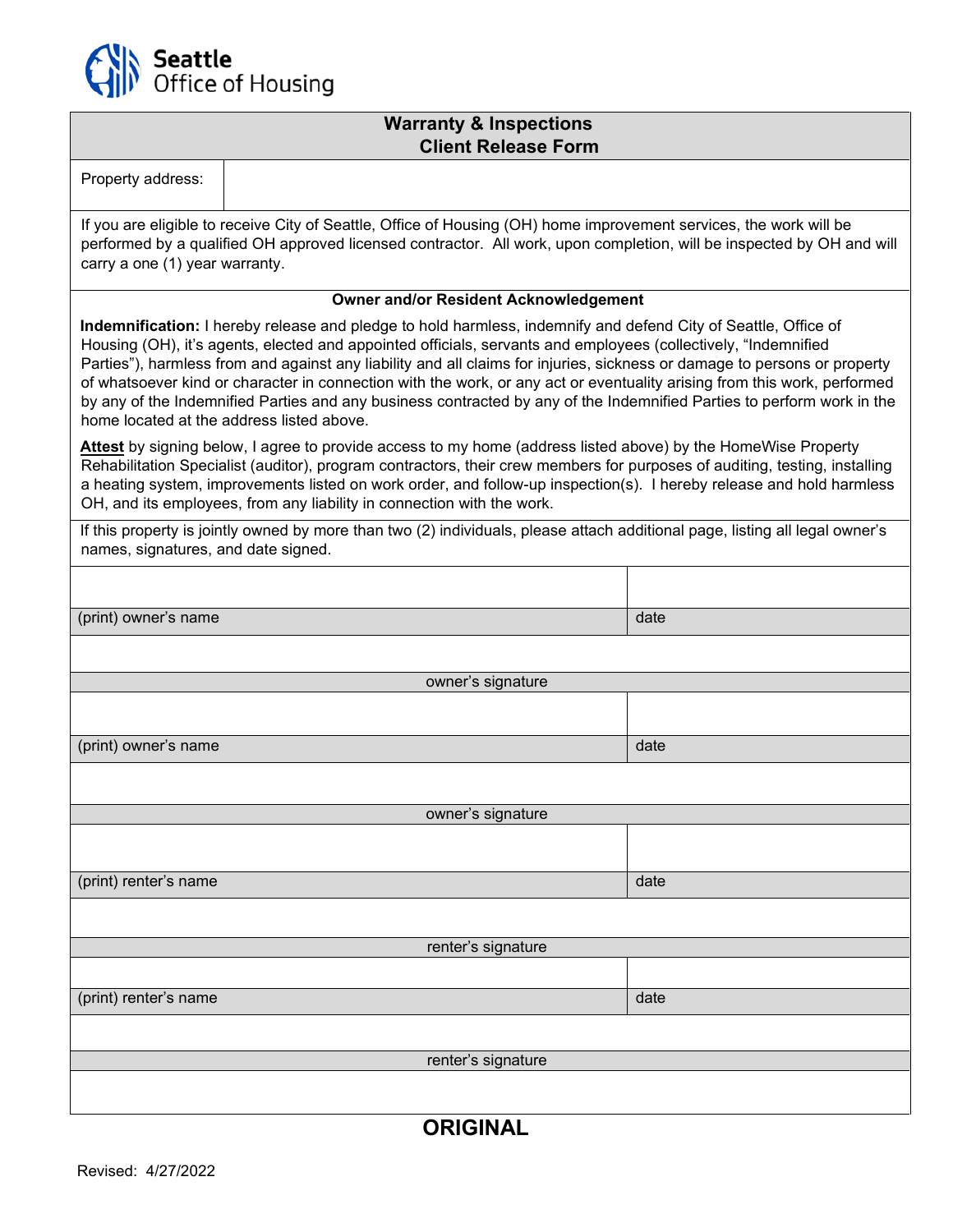Seattle Office of Housing

## Warranty & Inspections
## Client Release Form

| Property address: | |
|---|---|

If you are eligible to receive City of Seattle, Office of Housing (OH) home improvement services, the work will be performed by a qualified OH approved licensed contractor. All work, upon completion, will be inspected by OH and will carry a one (1) year warranty.

**Owner and/or Resident Acknowledgement**

**Indemnification:** I hereby release and pledge to hold harmless, indemnify and defend City of Seattle, Office of Housing (OH), it's agents, elected and appointed officials, servants and employees (collectively, "Indemnified Parties"), harmless from and against any liability and all claims for injuries, sickness or damage to persons or property of whatsoever kind or character in connection with the work, or any act or eventuality arising from this work, performed by any of the Indemnified Parties and any business contracted by any of the Indemnified Parties to perform work in the home located at the address listed above.

**Attest** by signing below, I agree to provide access to my home (address listed above) by the HomeWise Property Rehabilitation Specialist (auditor), program contractors, their crew members for purposes of auditing, testing, installing a heating system, improvements listed on work order, and follow-up inspection(s). I hereby release and hold harmless OH, and its employees, from any liability in connection with the work.

If this property is jointly owned by more than two (2) individuals, please attach additional page, listing all legal owner's names, signatures, and date signed.

| | |
|---|---|
| (print) owner's name | date |
| owner's signature | |
| | |
| (print) owner's name | date |
| owner's signature | |
| | |
| (print) renter's name | date |
| renter's signature | |
| | |
| (print) renter's name | date |
| renter's signature | |

**ORIGINAL**

Revised: 4/27/2022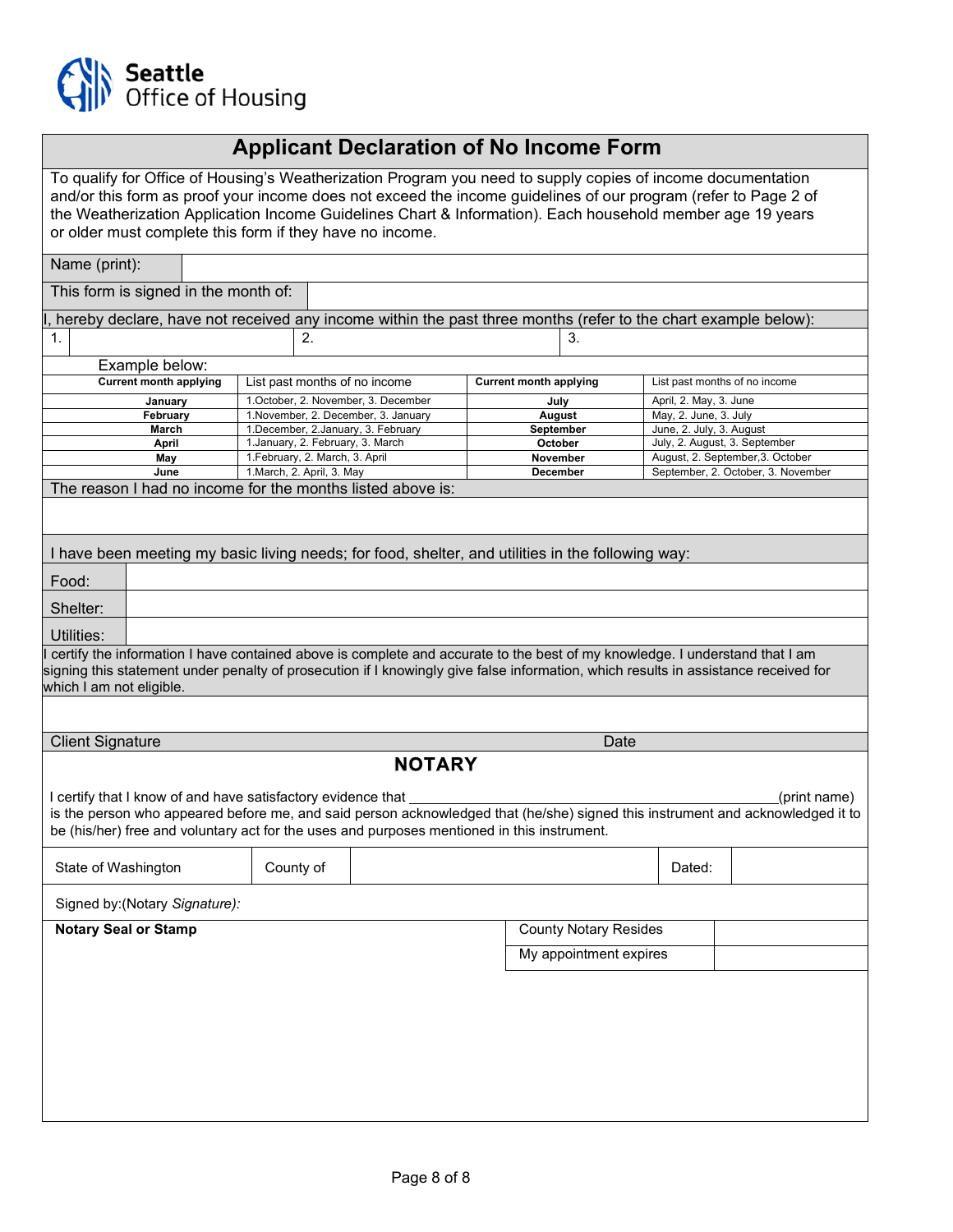Seattle Office of Housing

# Applicant Declaration of No Income Form

To qualify for Office of Housing's Weatherization Program you need to supply copies of income documentation and/or this form as proof your income does not exceed the income guidelines of our program (refer to Page 2 of the Weatherization Application Income Guidelines Chart & Information). Each household member age 19 years or older must complete this form if they have no income.

Name (print):

This form is signed in the month of:

I, hereby declare, have not received any income within the past three months (refer to the chart example below):

1. 2. 3.

Example below:

| Current month applying | List past months of no income | Current month applying | List past months of no income |
|---|---|---|---|
| January | 1.October, 2. November, 3. December | July | April, 2. May, 3. June |
| February | 1.November, 2. December, 3. January | August | May, 2. June, 3. July |
| March | 1.December, 2.January, 3. February | September | June, 2. July, 3. August |
| April | 1.January, 2. February, 3. March | October | July, 2. August, 3. September |
| May | 1.February, 2. March, 3. April | November | August, 2. September,3. October |
| June | 1.March, 2. April, 3. May | December | September, 2. October, 3. November |

The reason I had no income for the months listed above is:

I have been meeting my basic living needs; for food, shelter, and utilities in the following way:

Food:

Shelter:

Utilities:

I certify the information I have contained above is complete and accurate to the best of my knowledge. I understand that I am signing this statement under penalty of prosecution if I knowingly give false information, which results in assistance received for which I am not eligible.

Client Signature Date

## NOTARY

I certify that I know of and have satisfactory evidence that _______________________________________________(print name) is the person who appeared before me, and said person acknowledged that (he/she) signed this instrument and acknowledged it to be (his/her) free and voluntary act for the uses and purposes mentioned in this instrument.

State of Washington | County of | Dated:

Signed by:(Notary *Signature):*

**Notary Seal or Stamp**

County Notary Resides

My appointment expires